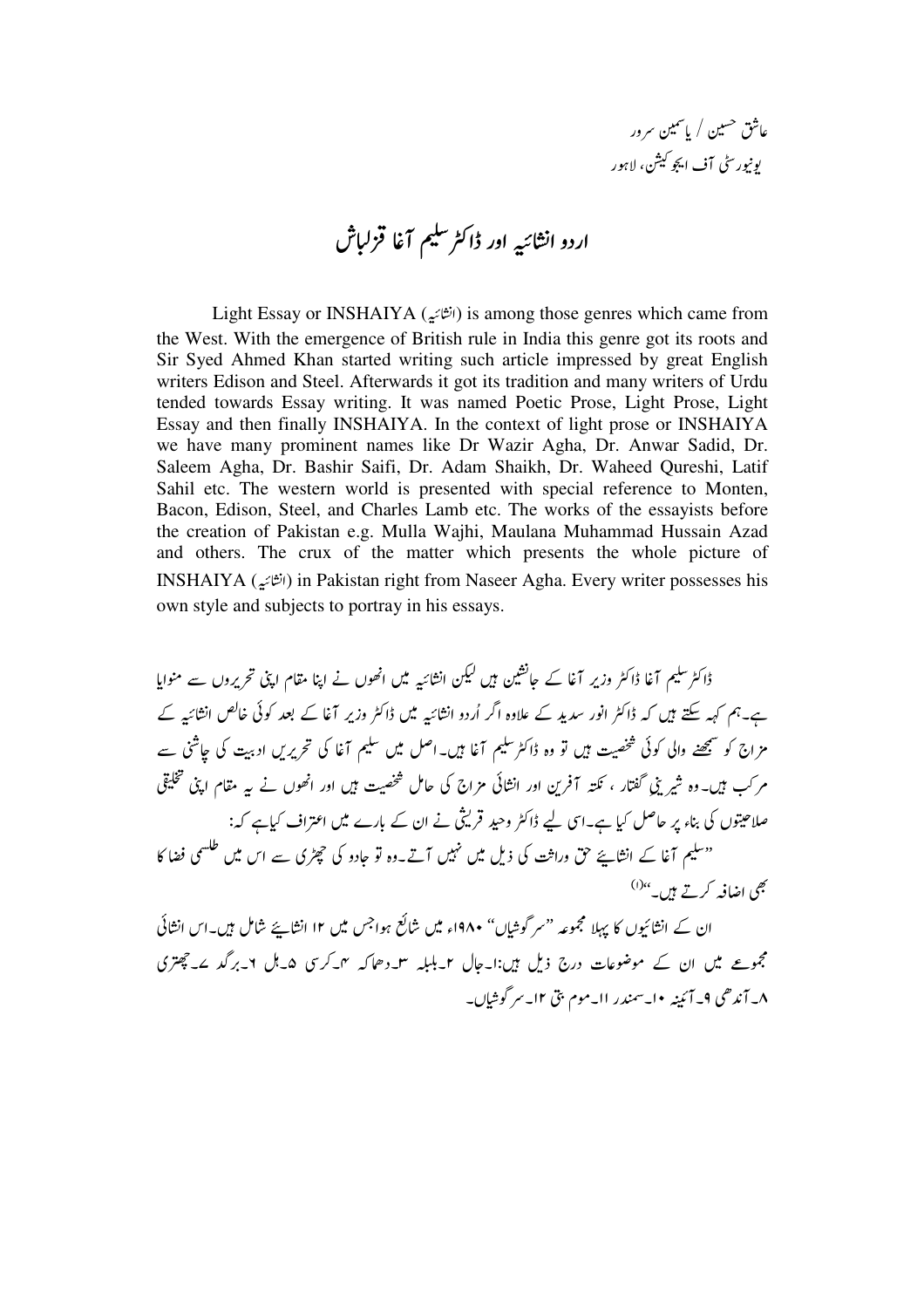عاشق حسین / یاسمین سرور
یونیورسٹی آف ایجوکیشن، لاہور

# اردو انشائیہ اور ڈاکٹر سلیم آغا قزلباش

Light Essay or INSHAIYA (انشائیہ) is among those genres which came from the West. With the emergence of British rule in India this genre got its roots and Sir Syed Ahmed Khan started writing such article impressed by great English writers Edison and Steel. Afterwards it got its tradition and many writers of Urdu tended towards Essay writing. It was named Poetic Prose, Light Prose, Light Essay and then finally INSHAIYA. In the context of light prose or INSHAIYA we have many prominent names like Dr Wazir Agha, Dr. Anwar Sadid, Dr. Saleem Agha, Dr. Bashir Saifi, Dr. Adam Shaikh, Dr. Waheed Qureshi, Latif Sahil etc. The western world is presented with special reference to Monten, Bacon, Edison, Steel, and Charles Lamb etc. The works of the essayists before the creation of Pakistan e.g. Mulla Wajhi, Maulana Muhammad Hussain Azad and others. The crux of the matter which presents the whole picture of INSHAIYA (انشائیہ) in Pakistan right from Naseer Agha. Every writer possesses his own style and subjects to portray in his essays.

ڈاکٹر سلیم آغا ڈاکٹر وزیر آغا کے جانشین ہیں لیکن انشائیہ میں انھوں نے اپنا مقام اپنی تحریروں سے منوایا ہے۔ہم کہہ سکتے ہیں کہ ڈاکٹر انور سدید کے علاوہ اگر اُردو انشائیہ میں ڈاکٹر وزیر آغا کے بعد کوئی خالص انشائیہ کے مزاج کو سمجھنے والی کوئی شخصیت ہیں تو وہ ڈاکٹر سلیم آغا ہیں۔اصل میں سلیم آغا کی تحریریں ادبیت کی چاشنی سے مرکب ہیں۔وہ شیریں گفتار ، نکتہ آفرین اور انشائی مزاج کی حامل شخصیت ہیں اور انھوں نے یہ مقام اپنی تخلیقی صلاحیتوں کی بناء پر حاصل کیا ہے۔اسی لیے ڈاکٹر وحید قریشی نے ان کے بارے میں اعتراف کیاہے کہ:

"سلیم آغا کے انشائیے حق وراثت کی ذیل میں نہیں آتے۔وہ تو جادو کی چھڑی سے اس میں طلسمی فضا کا بھی اضافہ کرتے ہیں۔"[1]

ان کے انشائیوں کا پہلا مجموعہ "سرگوشیاں" ۱۹۸۰ء میں شائع ہواجس میں ۱۲ انشائیے شامل ہیں۔اس انشائی مجموعے میں ان کے موضوعات درج ذیل ہیں:۱۔جال ۲۔بلبلہ ۳۔دھماکہ ۴۔کرسی ۵۔ہل ۶۔برگد ۷۔چھتری ۸۔آندھی ۹۔آئینہ ۱۰۔سمندر ۱۱۔موم بتی ۱۲۔سرگوشیاں۔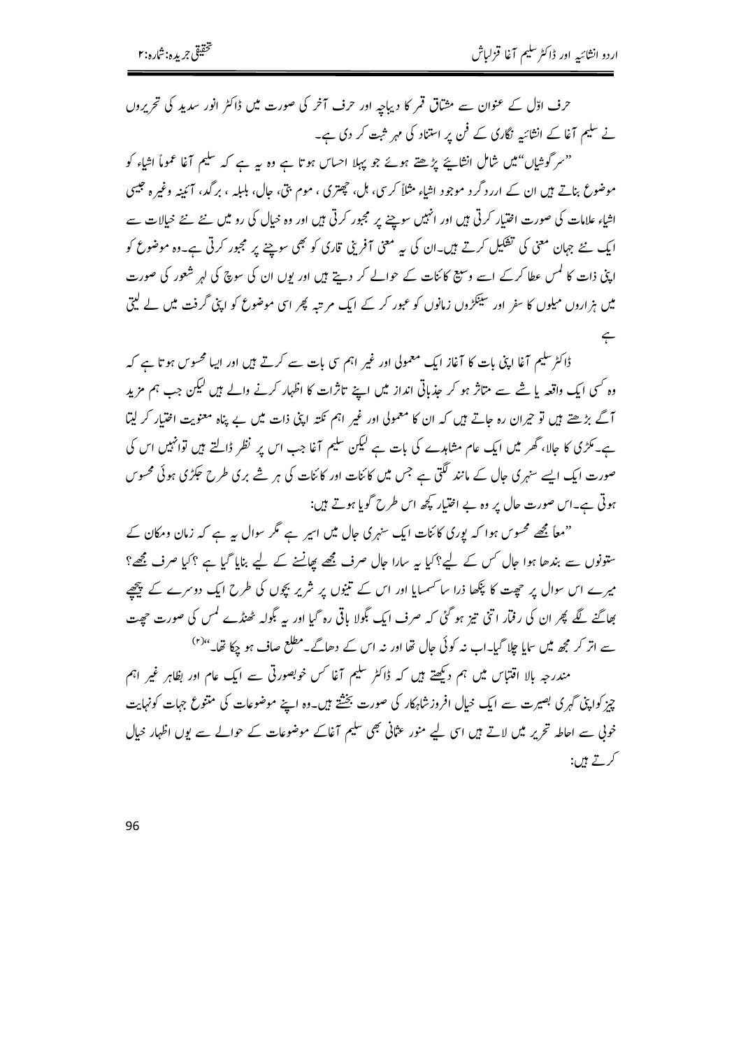حرف اوّل کے عنوان سے مشتاق قمر کا دیباچہ اور حرف آخر کی صورت میں ڈاکٹر انور سدید کی تحریروں نے سلیم آغا کے انشائیہ نگاری کے فن پر استناد کی مہر ثبت کر دی ہے۔

"سرگوشیاں"میں شامل انشائیے پڑھتے ہوئے جو پہلا احساس ہوتا ہے وہ یہ ہے کہ سلیم آغا عموماً اشیاء کو موضوع بناتے ہیں ان کے اردگرد موجود اشیاء مثلاً کرسی، ہل، چھتری ، موم بتی، جال، بلبلہ ، برگد، آئینہ وغیرہ جیسی اشیاء علامات کی صورت اختیار کرتی ہیں اور انہیں سوچنے پر مجبور کرتی ہیں اور وہ خیال کی رو میں نئے نئے خیالات سے ایک نئے جہان معنی کی تشکیل کرتے ہیں۔ان کی یہ معنی آفرینی قاری کو بھی سوچنے پر مجبور کرتی ہے۔وہ موضوع کو اپنی ذات کا لمس عطا کرکے اسے وسیع کائنات کے حوالے کر دیتے ہیں اور یوں ان کی سوچ کی لہر شعور کی صورت میں ہزاروں میلوں کا سفر اور سینکڑوں زمانوں کو عبور کر کے ایک مرتبہ پھر اسی موضوع کو اپنی گرفت میں لے لیتی ہے

ڈاکٹر سلیم آغا اپنی بات کا آغاز ایک معمولی اور غیر اہم سی بات سے کرتے ہیں اور ایسا محسوس ہوتا ہے کہ وہ کسی ایک واقعہ یا شے سے متاثر ہو کر جذباتی انداز میں اپنے تاثرات کا اظہار کرنے والے ہیں لیکن جب ہم مزید آگے بڑھتے ہیں تو حیران رہ جاتے ہیں کہ ان کا معمولی اور غیر اہم نکتہ اپنی ذات میں بے پناہ معنویت اختیار کر لیتا ہے۔مکڑی کا جالا، گھر میں ایک عام مشاہدے کی بات ہے لیکن سلیم آغا جب اس پر نظر ڈالتے ہیں تو انہیں اس کی صورت ایک ایسے سنہری جال کے مانند لگتی ہے جس میں کائنات اور کائنات کی ہر شے بری طرح جکڑی ہوئی محسوس ہوتی ہے۔اس صورت حال پر وہ بے اختیار کچھ اس طرح گویا ہوتے ہیں:

"معاً مجھے محسوس ہوا کہ پوری کائنات ایک سنہری جال میں اسیر ہے مگر سوال یہ ہے کہ زمان ومکان کے ستونوں سے بندھا ہوا جال کس کے لیے؟کیا یہ سارا جال صرف مجھے پھانسنے کے لیے بنایا گیا ہے ؟کیا صرف مجھے؟ میرے اس سوال پر چھت کا پنکھا ذرا سا کسمسایا اور اس کے تینوں پر شریر بچوں کی طرح ایک دوسرے کے پیچھے بھاگنے لگے پھر ان کی رفتار اتنی تیز ہو گئی کہ صرف ایک بگولا باقی رہ گیا اور یہ بگولہ ٹھنڈے لمس کی صورت چھت سے اتر کر مجھ میں سمایا چلا گیا۔اب نہ کوئی جال تھا اور نہ اس کے دھاگے۔مطلع صاف ہو چکا تھا۔"[۴]

مندرجہ بالا اقتباس میں ہم دیکھتے ہیں کہ ڈاکٹر سلیم آغا کس خوبصورتی سے ایک عام اور بظاہر غیر اہم چیز کواپنی گہری بصیرت سے ایک خیال افروز شاہکار کی صورت بخشتے ہیں۔وہ اپنے موضوعات کی متنوع جہات کونہایت خوبی سے احاطہ تحریر میں لاتے ہیں اسی لیے منور عثمانی بھی سلیم آغاکے موضوعات کے حوالے سے یوں اظہار خیال کرتے ہیں: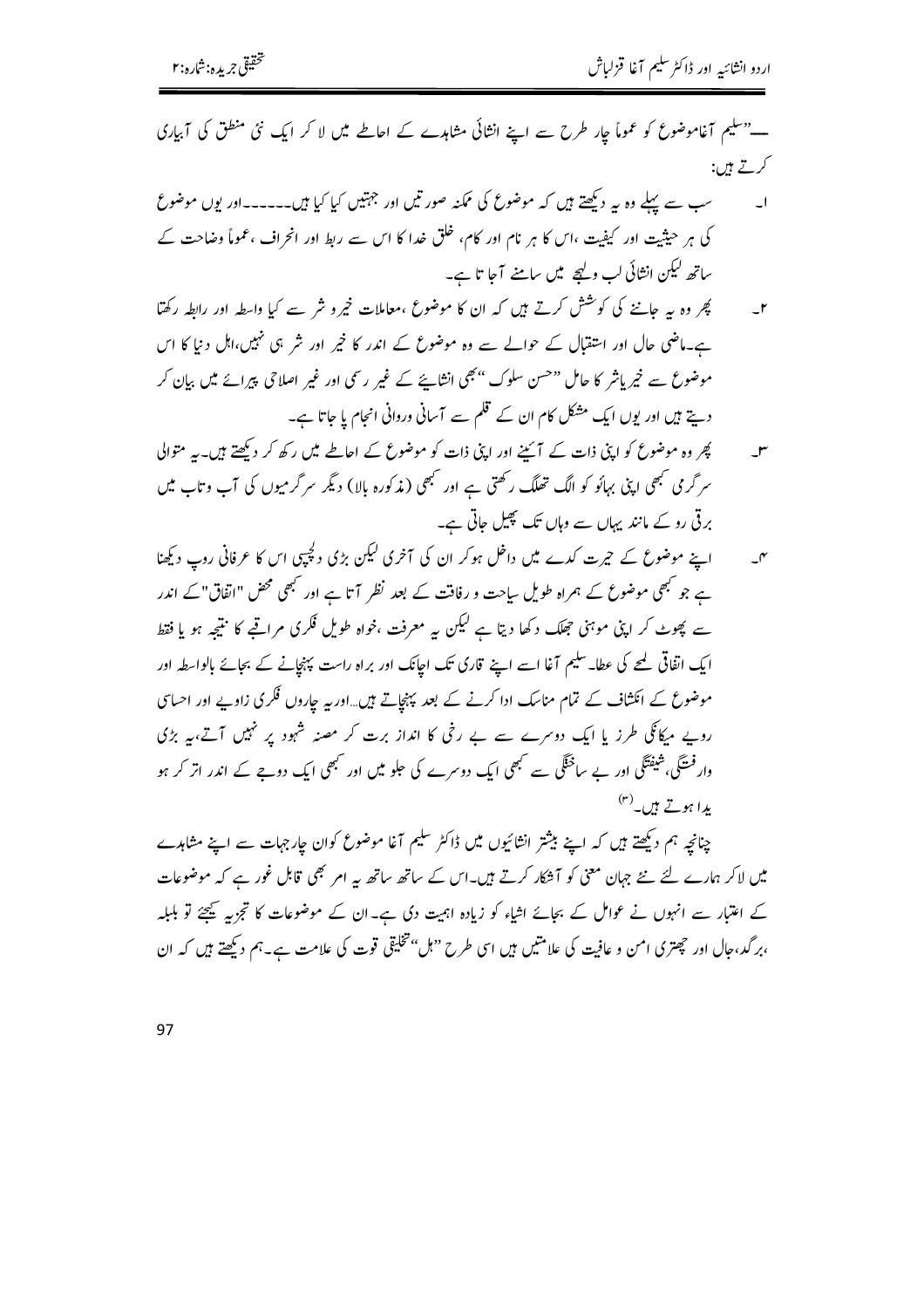—"سلیم آغاموضوع کو عموماً چار طرح سے اپنے انشائی مشاہدے کے احاطے میں لا کر ایک نئی منطق کی آبیاری کرتے ہیں:

۱۔ سب سے پہلے وہ یہ دیکھتے ہیں کہ موضوع کی ممکنہ صورتیں اور جہتیں کیا کیا ہیں۔۔۔۔۔۔اور یوں موضوع کی ہر حیثیت اور کیفیت ،اس کا ہر نام اور کام، خلق خدا کا اس سے ربط اور انحراف ،عموماً وضاحت کے ساتھ لیکن انشائی لب ولہجے میں سامنے آجا تا ہے۔

۲۔ پھر وہ یہ جاننے کی کوشش کرتے ہیں کہ ان کا موضوع ،معاملات خیرو شر سے کیا واسطہ اور رابطہ رکھتا ہے۔ماضی حال اور استقبال کے حوالے سے وہ موضوع کے اندر کا خیر اور شر ہی نہیں،اہل دنیا کا اس موضوع سے خیر یاشر کا حامل "حسن سلوک "بھی انشائیے کے غیر رسمی اور غیر اصلاحی پیرائے میں بیان کر دیتے ہیں اور یوں ایک مشکل کام ان کے قلم سے آسانی وروانی انجام پا جاتا ہے۔

۳۔ پھر وہ موضوع کو اپنی ذات کے آئینے اور اپنی ذات کو موضوع کے احاطے میں رکھ کر دیکھتے ہیں۔یہ متوالی سرگرمی کبھی اپنی بہائو کو الگ تھلگ رکھتی ہے اور کبھی (مذکورہ بالا) دیگر سرگرمیوں کی آب وتاب میں برقی رو کے مانند یہاں سے وہاں تک پھیل جاتی ہے۔

۴۔ اپنے موضوع کے حیرت کدے میں داخل ہوکر ان کی آخری لیکن بڑی دلچسپی اس کا عرفانی روپ دیکھنا ہے جو کبھی موضوع کے ہمراہ طویل سیاحت و رفاقت کے بعد نظر آتا ہے اور کبھی محض "اتفاق" کے اندر سے پھوٹ کر اپنی موہنی جھلک دکھا دیتا ہے لیکن یہ معرفت ،خواہ طویل فکری مراقبے کا نتیجہ ہو یا فقط ایک اتفاقی لمحے کی عطا۔سلیم آغا اسے اپنے قاری تک اچانک اور براہ راست پہنچانے کے بجائے بالواسطہ اور موضوع کے انکشاف کے تمام مناسک ادا کرنے کے بعد پہنچاتے ہیں۔۔اوریہ چاروں فکری زاویے اور احساسی رویے میکانکی طرز یا ایک دوسرے سے بے رخی کا انداز برت کر مصنہ شہود پر نہیں آتے،یہ بڑی وارفتگی، شیفتگی اور بے ساختگی سے کبھی ایک دوسرے کی جلو میں اور کبھی ایک دوجے کے اندر اتر کر ہو پیدا ہوتے ہیں۔[۳]

چنانچہ ہم دیکھتے ہیں کہ اپنے بیشتر انشائیوں میں ڈاکٹر سلیم آغا موضوع کوان چارجہات سے اپنے مشاہدے میں لاکر ہمارے لئے نئے جہان معنی کو آشکار کرتے ہیں۔اس کے ساتھ ساتھ یہ امر بھی قابل غور ہے کہ موضوعات کے اعتبار سے انہوں نے عوامل کے بجائے اشیاء کو زیادہ اہمیت دی ہے۔ان کے موضوعات کا تجزیہ کیجئے تو بلبلہ ،برگد،جال اور چھتری امن و عافیت کی علامتیں ہیں اسی طرح "ہل"تخلیقی قوت کی علامت ہے۔ہم دیکھتے ہیں کہ ان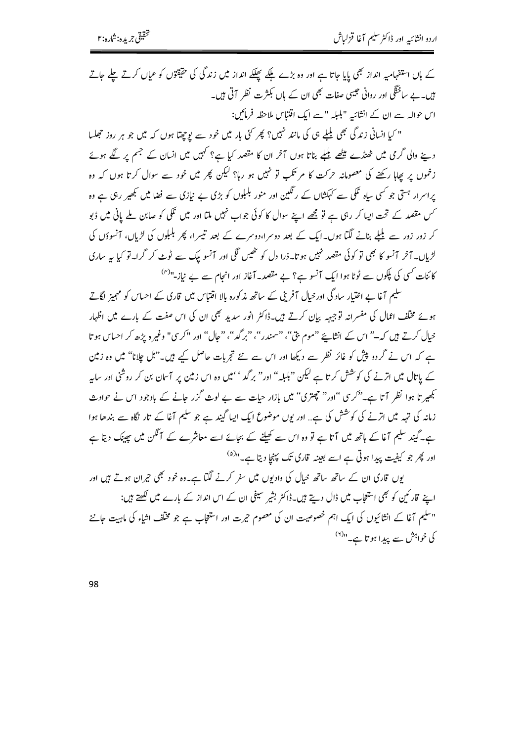کے ہاں استفہامیہ انداز بھی پایا جاتا ہے اور وہ بڑے ہلکے پھلکے انداز میں زندگی کی حقیقتوں کو عیاں کرتے چلے جاتے ہیں۔ بے ساختگی اور روانی جیسی صفات بھی ان کے ہاں بکثرت نظر آتی ہیں۔

اس حوالہ سے ان کے انشائیہ "بلبلہ "سے ایک اقتباس ملاحظہ فرمائیں:

" کیا انسانی زندگی بھی بلبلے ہی کی مانند نہیں؟ پھر کئی بار میں خود سے پوچھتا ہوں کہ میں جو ہر روز جھلسا دینے والی گرمی میں ٹھنڈے میٹھے بلبلے بناتا ہوں آخر ان کا مقصد کیا ہے؟ کہیں میں انسان کے جسم پر لگے ہوئے زخموں پر پھاہا رکھنے کی معصومانہ حرکت کا مرتکب تو نہیں ہو رہا؟ لیکن پھر میں خود سے سوال کرتا ہوں کہ وہ پراسرار ہستی جو کسی سیاہ نکلی سے کہکشاں کے رنگین اور منور بلبلوں کو بڑی بے نیازی سے فضا میں بکھیر رہی ہے وہ کس مقصد کے تحت ایسا کر رہی ہے تو مجھے اپنے سوال کا کوئی جواب نہیں ملتا اور میں نکلی کو صابن ملے پانی میں ڈبو کر زور زور سے بلبلے بنانے لگتا ہوں۔ ایک کے بعد دوسرا،دوسرے کے بعد تیسرا، پھر بلبلوں کی لڑیاں، آنسوؤں کی لڑیاں۔ آخر آنسو کا بھی تو کوئی مقصد نہیں ہوتا۔ ذرا دل کو ٹھیس لگی اور آنسو پلک سے ٹوٹ کر گرا۔ تو کیا یہ ساری کائنات کسی کی پلکوں سے ٹوٹا ہوا ایک آنسو ہے؟ بے مقصد۔ آغاز اور انجام سے بے نیاز۔"[۴]

سلیم آغا بے اختیار سادگی اور خیال آفرینی کے ساتھ مذکورہ بالا اقتباس میں قاری کے احساس کو مہمیز لگاتے ہوئے مختلف اعمال کی مفسرانہ توجیہہ بیان کرتے ہیں۔ڈاکٹر انور سدید بھی ان کی اس صفت کے بارے میں اظہار خیال کرتے ہیں کہ۔" اس کے انشائیے "موم بتی"، "سمندر"، "برگد"، "جال" اور "کرسی" وغیرہ پڑھ کر احساس ہوتا ہے کہ اس نے گردو پیش کو غائر نظر سے دیکھا اور اس سے نئے تجربات حاصل کیے ہیں۔"ہل چلانا" میں وہ زمین کے پاتال میں اترنے کی کوشش کرتا ہے لیکن "بلبلہ" اور" برگد" میں وہ اس زمین پر آسمان بن کر روشنی اور سایہ بکھیرتا ہوا نظر آتا ہے۔"کرسی "اور" چھتری" میں بازار حیات سے بے لوث گزر جانے کے باوجود اس نے حوادث زمانہ کی تہہ میں اترنے کی کوشش کی ہے... اور یوں موضوع ایک ایسا گیند ہے جو سلیم آغا کے تار نگاہ سے بندھا ہوا ہے۔گیند سلیم آغا کے ہاتھ میں آتا ہے تو وہ اس سے کھیلنے کے بجائے اسے معاشرے کے آنگن میں پھینک دیتا ہے اور پھر جو کیفیت پیدا ہوتی ہے اسے بعینہ قاری تک پہنچا دیتا ہے۔"[۵]

یوں قاری ان کے ساتھ ساتھ خیال کی وادیوں میں سفر کرنے لگتا ہے۔وہ خود بھی حیران ہوتے ہیں اور اپنے قارئین کو بھی استعجاب میں ڈال دیتے ہیں۔ڈاکٹر بشیر سیفی ان کے اس انداز کے بارے میں لکھتے ہیں:

"سلیم آغا کے انشائیوں کی ایک اہم خصوصیت ان کی معصوم حیرت اور استعجاب ہے جو مختلف اشیاء کی ماہیت جاننے کی خواہش سے پیدا ہوتا ہے۔"[۶]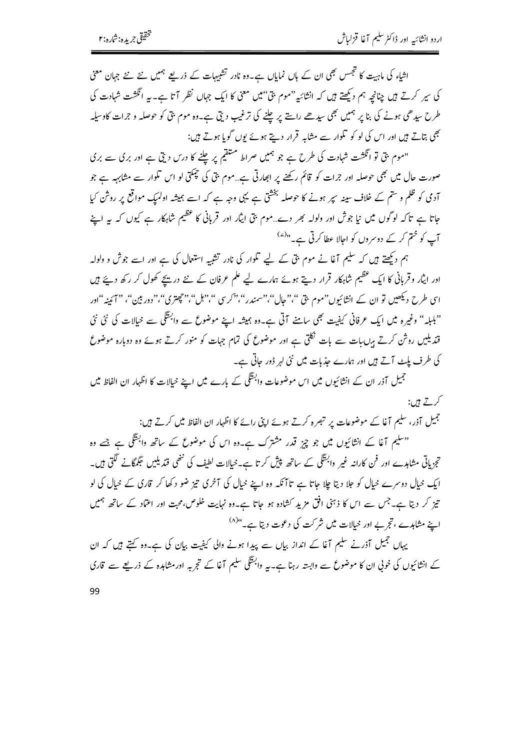اشیاء کی ماہیت کا تجسس بھی ان کے ہاں نمایاں ہے۔وہ نادر تشبیہات کے ذریعے ہمیں نئے نئے جہان معنی کی سیر کرتے ہیں چنانچہ ہم دیکھتے ہیں کہ انشائیہ "موم بتی"میں معنی کا ایک جہاں نظر آتا ہے۔یہ انگشت شہادت کی طرح سیدھی ہونے کی بنا پر ہمیں بھی سیدھے راستے پر چلنے کی ترغیب دیتی ہے۔وہ موم بتی کو حوصلہ و جرات کاوسیلہ بھی بتاتے ہیں اور اس کی لو کو تلوار سے مشابہ قرار دیتے ہوئے یوں گویا ہوتے ہیں:

"موم بتی تو انگشت شہادت کی طرح ہے جو ہمیں صراط مستقیم پر چلنے کا درس دیتی ہے اور بری سے بری صورت حال میں بھی حوصلہ اور جرات کو قائم رکھنے پر ابھارتی ہے...موم بتی کی چمکتی لو اس تلوار سے مشابہہ ہے جو آدمی کو ظلم و ستم کے خلاف سینہ سپر ہونے کا حوصلہ بخشتی ہے یہی وجہ ہے کہ اسے ہمیشہ اولمپک مواقع پر روشن کیا جاتا ہے تاکہ لوگوں میں نیا جوش اور ولولہ بھر دے...موم بتی ایثار اور قربانی کا عظیم شاہکار ہے کیوں کہ یہ اپنے آپ کو ختم کر کے دوسروں کو اجالا عطا کرتی ہے۔"[7]

ہم دیکھتے ہیں کہ سلیم آغا نے موم بتی کے لیے تلوار کی نادر تشبیہ استعمال کی ہے اور اسے جوش و ولولہ اور ایثار وقربانی کا ایک عظیم شاہکار قرار دیتے ہوئے ہمارے لیے علم عرفان کے نئے دریچے کھول کر رکھ دیئے ہیں اسی طرح دیکھیں تو ان کے انشائیوں"موم بتی "،"جال"،"سمندر"،"کرسی "،"ہل"،"چھتری"،"دور بین"، "آئینہ "اور "بلبلہ"وغیرہ میں ایک عرفانی کیفیت بھی سامنے آتی ہے۔وہ ہمیشہ اپنے موضوع سے وابستگی سے خیالات کی نئی نئی قندیلیں روشن کرتے ہیں بات سے بات نکلتی ہے اور موضوع کی تمام جہات کو منور کرتے ہوئے وہ دوبارہ موضوع کی طرف پلٹ آتے ہیں اور ہمارے جذبات میں نئی لہر ڈور جاتی ہے۔

جمیل آذر ان کے انشائیوں میں اس موضوعات وابستگی کے بارے میں اپنے خیالات کا اظہار ان الفاظ میں کرتے ہیں:

جمیل آذر، سلیم آغا کے موضوعات پر تبصرہ کرتے ہوئے اپنی رائے کا اظہار ان الفاظ میں کرتے ہیں:

"سلیم آغا کے انشائیوں میں جو چیز قدر مشترک ہے۔وہ اس کی موضوع کے ساتھ وابستگی ہے جسے وہ تجزیاتی مشاہدے اور فن کارانہ غیر وابستگی کے ساتھ پیش کرتا ہے۔خیالات لطیف کی ننھی قندیلیں جگمگانے لگتی ہیں۔ ایک خیال دوسرے خیال کو جلا دیتا چلا جاتا ہے تاآنکہ وہ اپنے خیال کی آخری تیز ضو دکھا کر قاری کے خیال کی لو تیز کر دیتا ہے۔جس سے اس کا ذہنی افق مزید کشادہ ہو جاتا ہے۔وہ نہایت خلوص،محبت اور اعتماد کے ساتھ ہمیں اپنے مشاہدے ، تجربے اور خیالات میں شرکت کی دعوت دیتا ہے۔"[8]

یہاں جمیل آذرنے سلیم آغا کے انداز بیاں سے پیدا ہونے والی کیفیت بیان کی ہے۔وہ کہتے ہیں کہ ان کے انشائیوں کی خوبی ان کا موضوع سے وابستہ رہنا ہے۔یہ وابستگی سلیم آغا کے تجربہ اورمشاہدہ کے ذریعے سے قاری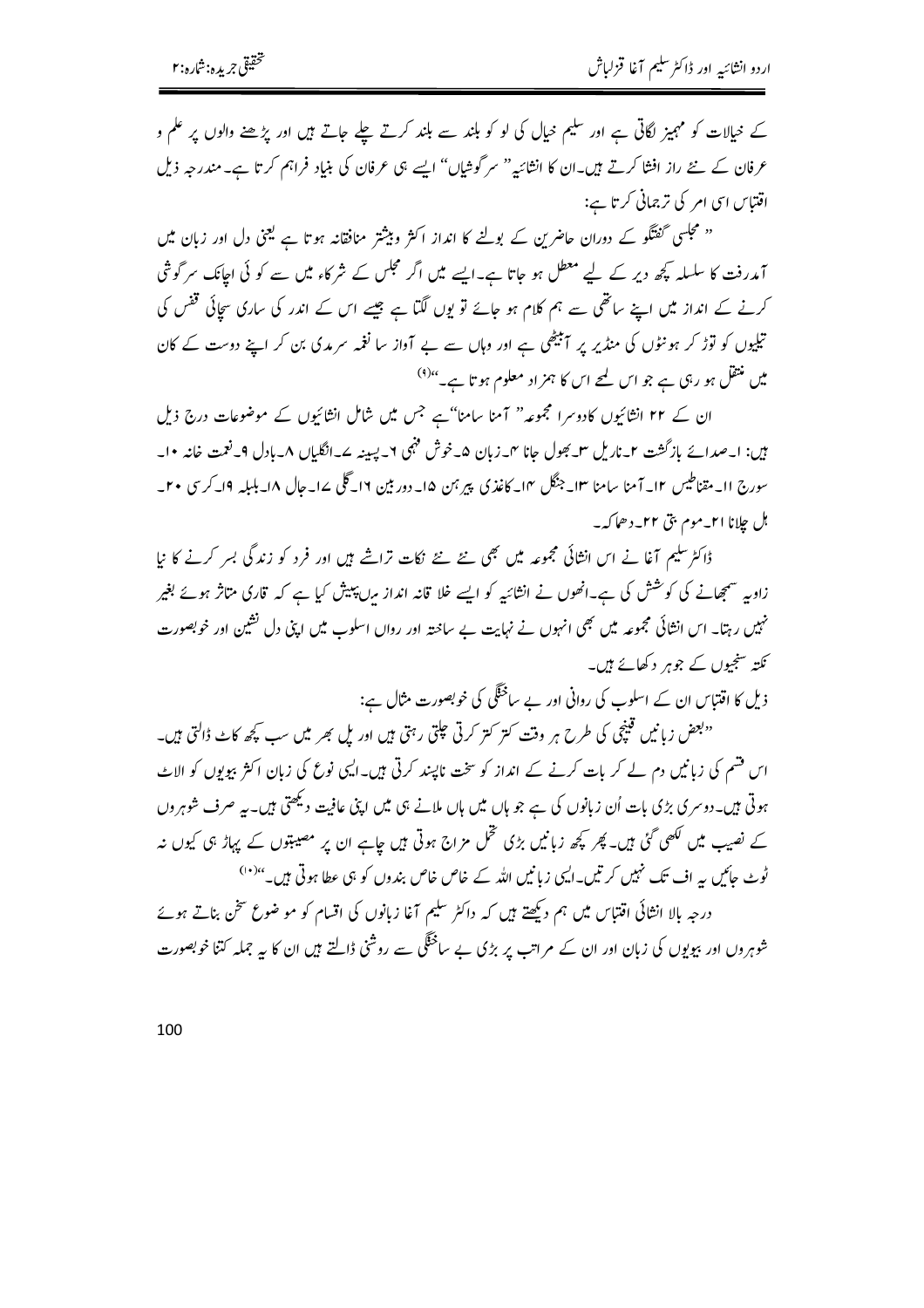کے خیالات کو مہمیز لگاتی ہے اور سلیم خیال کی لو کو بلند سے بلند کرتے چلے جاتے ہیں اور پڑھنے والوں پر علم و عرفان کے نئے راز افشا کرتے ہیں۔ان کا انشائیہ" سرگوشیاں" ایسے ہی عرفان کی بنیاد فراہم کرتا ہے۔مندرجہ ذیل اقتباس اسی امر کی ترجمانی کرتا ہے:

" مجلسی گفتگو کے دوران حاضرین کے بولنے کا انداز اکثر وبیشتر منافقانہ ہوتا ہے یعنی دل اور زبان میں آمدرفت کا سلسلہ کچھ دیر کے لیے معطل ہو جاتا ہے۔ایسے میں اگر مجلس کے شرکاء میں سے کوئی اچانک سرگوشی کرنے کے انداز میں اپنے ساتھی سے ہم کلام ہو جائے تو یوں لگتا ہے جیسے اس کے اندر کی ساری سچائی قفس کی تیلیوں کو توڑ کر ہونٹوں کی منڈیر پر آبیٹھی ہے اور وہاں سے بے آواز سا نغمہ سرمدی بن کر اپنے دوست کے کان میں منتقل ہو رہی ہے جو اس لمحے اس کا ہمزاد معلوم ہوتا ہے۔"(۹)

ان کے ۲۲ انشائیوں کادوسرا مجموعہ" آمنا سامنا" ہے جس میں شامل انشائیوں کے موضوعات درج ذیل ہیں: ا۔صدائے بازگشت ۲۔ناریل ۳۔بھول جانا ۴۔زبان ۵۔خوش فہمی ۶۔پسینہ ۷۔انگلیاں ۸۔بادل ۹۔نعمت خانہ ۱۰۔سورج ۱۱۔مقناطیس ۱۲۔آمنا سامنا ۱۳۔جنگل ۱۴۔کاغذی پیرہن ۱۵۔دوربین ۱۶۔گلی ۱۷۔جال ۱۸۔بلبلہ ۱۹۔کرسی ۲۰۔ہل چلانا ۲۱۔موم بتی ۲۲۔دھماکہ۔

ڈاکٹر سلیم آغا نے اس انشائی مجموعہ میں بھی نئے نئے نکات تراشے ہیں اور فرد کو زندگی بسر کرنے کا نیا زاویہ سمجھانے کی کوشش کی ہے۔انھوں نے انشائیہ کو ایسے خلا قانہ انداز میں پیش کیا ہے کہ قاری متاثر ہوئے بغیر نہیں رہتا۔ اس انشائی مجموعہ میں بھی انہوں نے نہایت بے ساختہ اور رواں اسلوب میں اپنی دل نشین اور خوبصورت نکتہ سنجیوں کے جوہر دکھائے ہیں۔

ذیل کا اقتباس ان کے اسلوب کی روانی اور بے ساختگی کی خوبصورت مثال ہے:

"بعض زبانیں قینچی کی طرح ہر وقت کتر کتر کرتی چلتی رہتی ہیں اور پل بھر میں سب کچھ کاٹ ڈالتی ہیں۔اس قسم کی زبانیں دم لے کر بات کرنے کے انداز کو سخت ناپسند کرتی ہیں۔ایسی نوع کی زبان اکثر بیویوں کو الاٹ ہوتی ہیں۔دوسری بڑی بات اُن زبانوں کی ہے جو ہاں میں ہاں ملانے ہی میں اپنی عافیت دیکھتی ہیں۔یہ صرف شوہروں کے نصیب میں لکھی گئی ہیں۔پھر کچھ زبانیں بڑی تحمل مزاج ہوتی ہیں چاہے ان پر مصیبتوں کے پہاڑ ہی کیوں نہ ٹوٹ جائیں یہ اف تک نہیں کرتیں۔ایسی زبانیں اللہ کے خاص خاص بندوں کو ہی عطا ہوتی ہیں۔"(۱۰)

درجہ بالا انشائی اقتباس میں ہم دیکھتے ہیں کہ ڈاکٹر سلیم آغا زبانوں کی اقسام کو موضوع سخن بناتے ہوئے شوہروں اور بیویوں کی زبان اور ان کے مراتب پر بڑی بے ساختگی سے روشنی ڈالتے ہیں ان کا یہ جملہ کتنا خوبصورت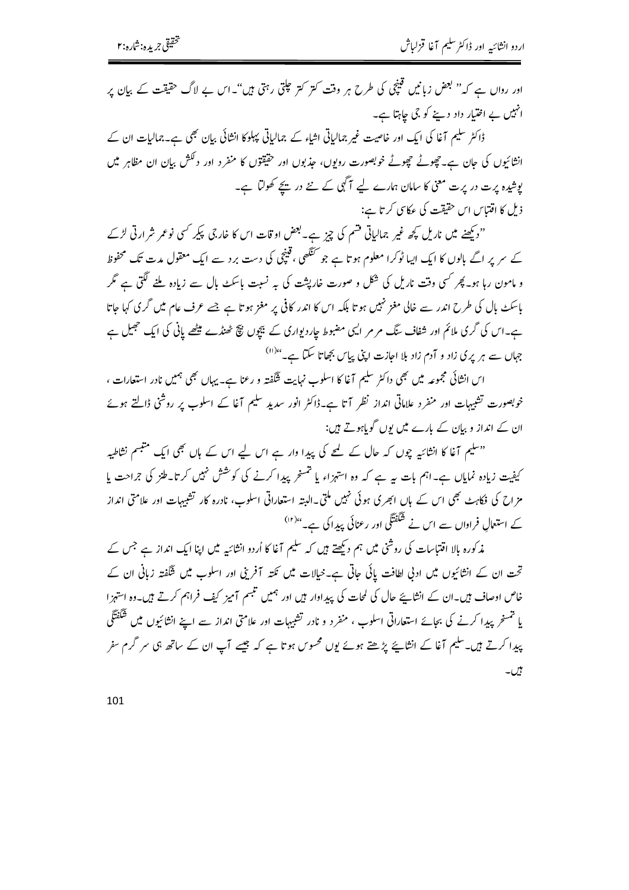اور رواں ہے کہ" بعض زبانیں قینچی کی طرح ہر وقت کتر کتر چلتی رہتی ہیں"۔اس بے لاگ حقیقت کے بیان پر انہیں بے اختیار داد دینے کو جی چاہتا ہے۔

ڈاکٹر سلیم آغا کی ایک اور خاصیت غیر جمالیاتی اشیاء کے جمالیاتی پہلو کا انشائی بیان بھی ہے۔جمالیات ان کے انشائیوں کی جان ہے۔چھوٹے چھوٹے خوبصورت رویوں، جذبوں اور حقیقتوں کا منفرد اور دلکش بیان ان مظاہر میں پوشیدہ پرت در پرت معنی کا سامان ہمارے لیے آگہی کے نئے در بیچے کھولتا ہے۔

ذیل کا اقتباس اس حقیقت کی عکاسی کرتا ہے:

"دیکھنے میں ناریل کچھ غیر جمالیاتی قسم کی چیز ہے۔بعض اوقات اس کا خارجی پیکر کسی نوعمر شرارتی لڑکے کے سر پر اگے بالوں کا ایک ایسا ٹوکرا معلوم ہوتا ہے جو کنگھی ، قینچی کی دست برد سے ایک معقول مدت تک محفوظ و مامون رہا ہو۔پھر کسی وقت ناریل کی شکل و صورت خارپشت کی بہ نسبت باسکٹ بال سے زیادہ ملنے لگتی ہے مگر باسکٹ بال کی طرح اندر سے خالی مغز نہیں ہوتا بلکہ اس کا اندر کافی پر مغز ہوتا ہے جسے عرف عام میں گری کہا جاتا ہے۔اس کی گری ملائم اور شفاف سنگ مرمر ایسی مضبوط چاردیواری کے بیچوں بیچ ٹھنڈے میٹھے پانی کی ایک جھیل ہے جہاں سے ہر پری زاد و آدم زاد بلا اجازت اپنی پیاس بجھا سکتا ہے۔"[11]

اس انشائی مجموعہ میں بھی ڈاکٹر سلیم آغا کا اسلوب نہایت شگفتہ و رعنا ہے۔یہاں بھی ہمیں نادر استعارات ، خوبصورت تشبیہات اور منفرد علامتی انداز نظر آتا ہے۔ڈاکٹر انور سدید سلیم آغا کے اسلوب پر روشنی ڈالتے ہوئے ان کے انداز و بیان کے بارے میں یوں گویاہوتے ہیں:

"سلیم آغا کا انشائیہ چوں کہ حال کے لمحے کی پیدا وار ہے اس لیے اس کے ہاں بھی ایک متبسم نشاطیہ کیفیت زیادہ نمایاں ہے۔اہم بات یہ ہے کہ وہ استہزاء یا تمسخر پیدا کرنے کی کوشش نہیں کرتا۔طنز کی جراحت یا مزاح کی فکاہٹ بھی اس کے ہاں ابھری ہوئی نہیں ملتی۔البتہ استعاراتی اسلوب، نادرہ کار تشبیہات اور علامتی انداز کے استعمالِ فراواں سے اس نے شگفتگی اور رعنائی پیدا کی ہے۔"[12]

مذکورہ بالا اقتباسات کی روشنی میں ہم دیکھتے ہیں کہ سلیم آغا کا اُردو انشائیہ میں اپنا ایک انداز ہے جس کے تحت ان کے انشائیوں میں ادبی لطافت پائی جاتی ہے۔خیالات میں نکتہ آفرینی اور اسلوب میں شگفتہ زبانی ان کے خاص اوصاف ہیں۔ان کے انشائیے حال کی لمحات کی پیداوار ہیں اور ہمیں تبسم آمیز کیف فراہم کرتے ہیں۔وہ استہزا یا تمسخر پیدا کرنے کی بجائے استعاراتی اسلوب ، منفرد و نادر تشبیہات اور علامتی انداز سے اپنے انشائیوں میں شگفتگی پیدا کرتے ہیں۔سلیم آغا کے انشائیے پڑھتے ہوئے یوں محسوس ہوتا ہے کہ جیسے آپ ان کے ساتھ ہی سر گرم سفر ہیں۔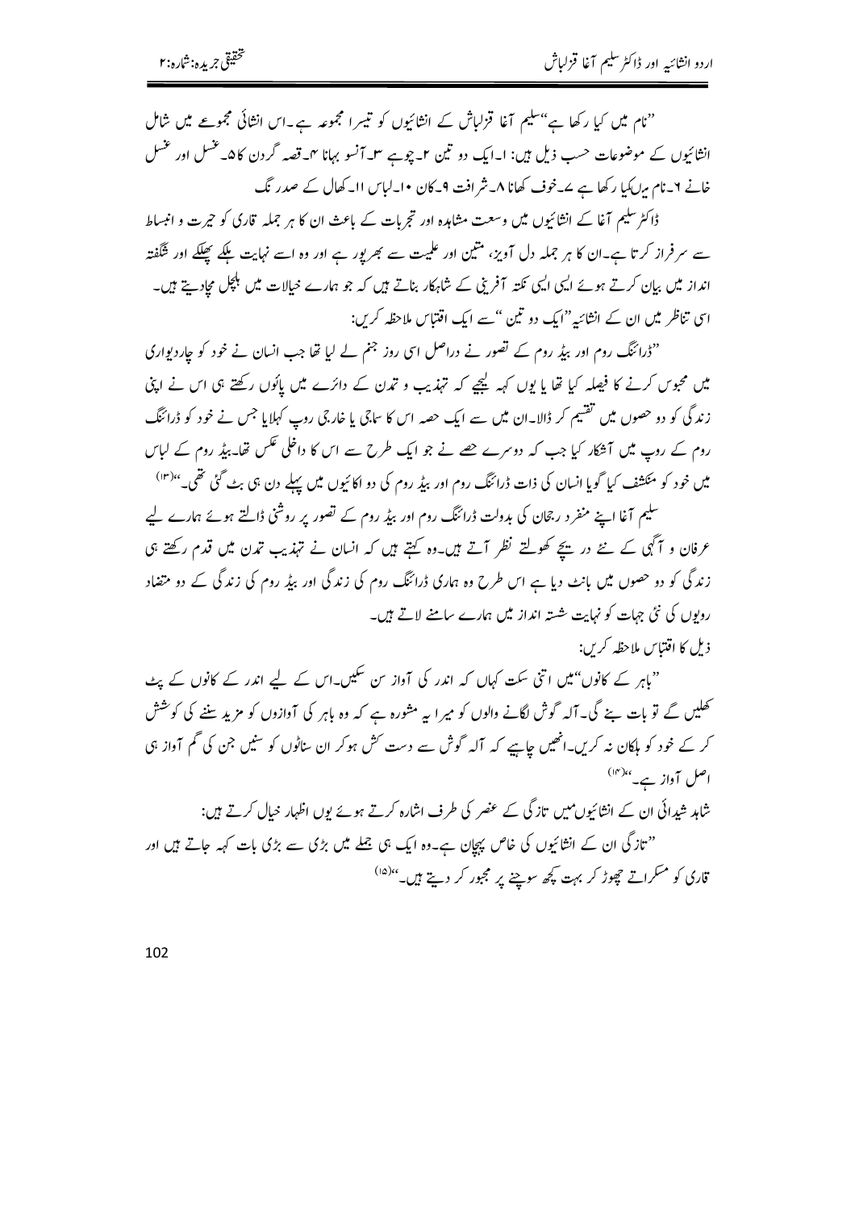"نام میں کیا رکھا ہے"سلیم آغا قزلباش کے انشائیوں کو تیسرا مجموعہ ہے۔اس انشائی مجموعے میں شامل انشائیوں کے موضوعات حسب ذیل ہیں: ا۔ایک دو تین ۲۔چوہے ۳۔آنسو بہانا ۴۔قصہ گردن کا ۵۔غسل اور غسل خانے ۶۔نام میں‌کیا رکھا ہے ۷۔خوف کھانا ۸۔شرافت ۹۔کان ۱۰۔لباس ۱۱۔کھال کے صدر نگ

ڈاکٹر سلیم آغا کے انشائیوں میں وسعت مشاہدہ اور تجربات کے باعث ان کا ہر جملہ قاری کو حیرت و انبساط سے سرفراز کرتا ہے۔ان کا ہر جملہ دل آویز، متین اور علمیت سے بھرپور ہے اور وہ اسے نہایت ہلکے پھلکے اور شگفتہ انداز میں بیان کرتے ہوئے ایسی ایسی نکتہ آفرینی کے شاہکار بناتے ہیں کہ جو ہمارے خیالات میں ہلچل مچادیتے ہیں۔ اسی تناظر میں ان کے انشائیہ"ایک دو تین"سے ایک اقتباس ملاحظہ کریں:

"ڈرائنگ روم اور بیڈ روم کے تصور نے دراصل اسی روز جنم لے لیا تھا جب انسان نے خود کو چاردیواری میں محبوس کرنے کا فیصلہ کیا تھا یا یوں کہہ لیجیے کہ تہذیب و تمدن کے دائرے میں پاؤں رکھتے ہی اس نے اپنی زندگی کو دو حصوں میں تقسیم کر ڈالا۔ان میں سے ایک حصہ اس کا سماجی یا خارجی روپ کہلایا جس نے خود کو ڈرائنگ روم کے روپ میں آشکار کیا جب کہ دوسرے حصے نے جو ایک طرح سے اس کا داخلی عکس تھا۔بیڈ روم کے لباس میں خود کو منکشف کیا گویا انسان کی ذات ڈرائنگ روم اور بیڈ روم کی دو اکائیوں میں پہلے دن ہی بٹ گئی تھی۔"(۱۳)

سلیم آغا اپنے منفرد رجحان کی بدولت ڈرائنگ روم اور بیڈ روم کے تصور پر روشنی ڈالتے ہوئے ہمارے لیے عرفان و آگہی کے نئے در بیچے کھولتے نظر آتے ہیں۔وہ کہتے ہیں کہ انسان نے تہذیب تمدن میں قدم رکھتے ہی زندگی کو دو حصوں میں بانٹ دیا ہے اس طرح وہ ہماری ڈرائنگ روم کی زندگی اور بیڈ روم کی زندگی کے دو متضاد رویوں کی نئی جہات کو نہایت شستہ انداز میں ہمارے سامنے لاتے ہیں۔

ذیل کا اقتباس ملاحظہ کریں:

"باہر کے کانوں"میں اتنی سکت کہاں کہ اندر کی آواز سن سکیں۔اس کے لیے اندر کے کانوں کے پٹ کھلیں گے تو بات بنے گی۔آلہ گوش لگانے والوں کو میرا یہ مشورہ ہے کہ وہ باہر کی آوازوں کو مزید سننے کی کوشش کر کے خود کو ہلکان نہ کریں۔انھیں چاہیے کہ آلہ گوش سے دست کش ہوکر ان سناٹوں کو سنیں جن کی گم آواز ہی اصل آواز ہے۔"(۱۴)

شاہد شیدائی ان کے انشائیوں‌میں تازگی کے عنصر کی طرف اشارہ کرتے ہوئے یوں اظہار خیال کرتے ہیں:

"تازگی ان کے انشائیوں کی خاص پہچان ہے۔وہ ایک ہی جملے میں بڑی سے بڑی بات کہہ جاتے ہیں اور قاری کو مسکراتے چھوڑ کر بہت کچھ سوچنے پر مجبور کر دیتے ہیں۔"(۱۵)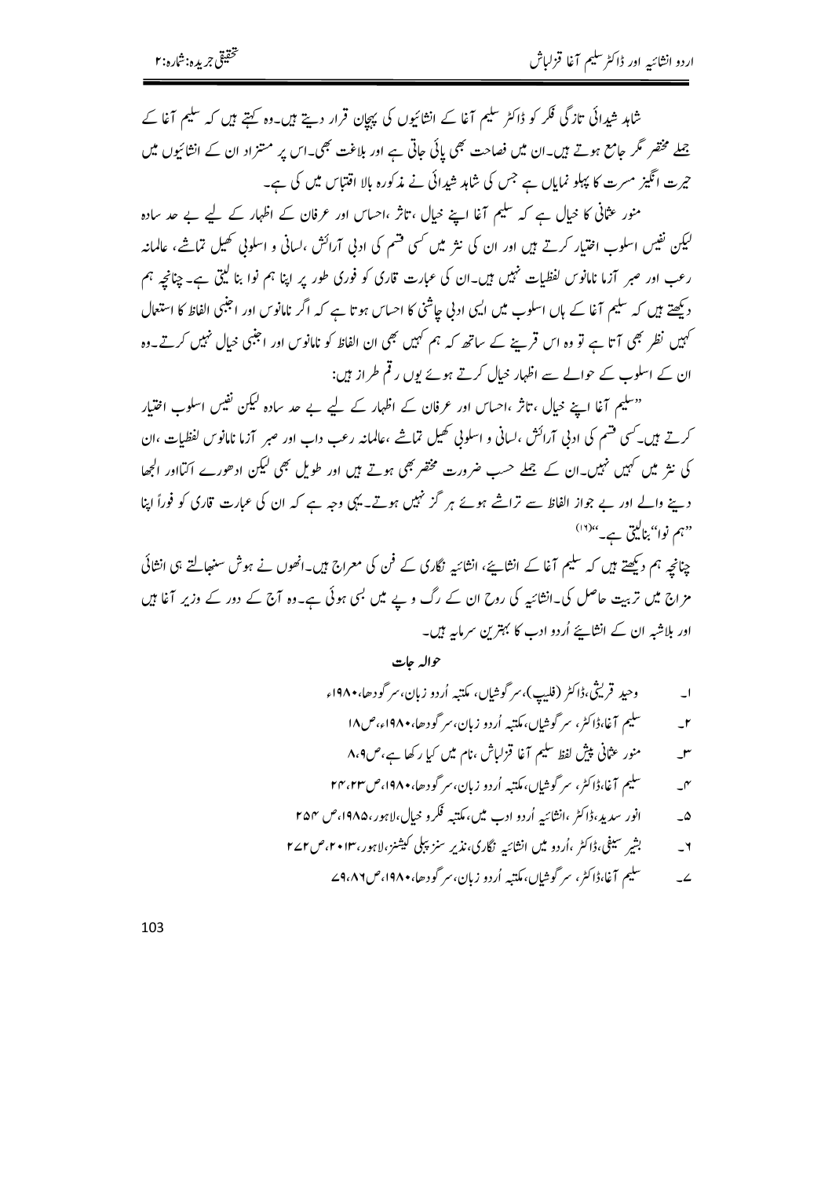شاہد شیدائی تازگی فکر کو ڈاکٹر سلیم آغا کے انشائیوں کی پہچان قرار دیتے ہیں۔وہ کہتے ہیں کہ سلیم آغا کے جملے مختصر مگر جامع ہوتے ہیں۔ان میں فصاحت بھی پائی جاتی ہے اور بلاغت بھی۔اس پر مستزاد ان کے انشائیوں میں حیرت انگیز مسرت کا پہلو نمایاں ہے جس کی شاہد شیدائی نے مذکورہ بالا اقتباس میں کی ہے۔

منور عثمانی کا خیال ہے کہ سلیم آغا اپنے خیال ،تاثر ،احساس اور عرفان کے اظہار کے لیے بے حد سادہ لیکن نفیس اسلوب اختیار کرتے ہیں اور ان کی نثر میں کسی قسم کی ادبی آرائش ،لسانی و اسلوبی کھیل تماشے، عالمانہ رعب اور صبر آزما نامانوس لفظیات نہیں ہیں۔ان کی عبارت قاری کو فوری طور پر اپنا ہم نوا بنا لیتی ہے۔چنانچہ ہم دیکھتے ہیں کہ سلیم آغا کے ہاں اسلوب میں ایسی ادبی چاشنی کا احساس ہوتا ہے کہ اگر نامانوس اور اجنبی الفاظ کا استعمال کہیں نظر بھی آتا ہے تو وہ اس قرینے کے ساتھ کہ ہم کہیں بھی ان الفاظ کو نامانوس اور اجنبی خیال نہیں کرتے۔وہ ان کے اسلوب کے حوالے سے اظہار خیال کرتے ہوئے یوں رقم طراز ہیں:

"سلیم آغا اپنے خیال ،تاثر ،احساس اور عرفان کے اظہار کے لیے بے حد سادہ لیکن نفیس اسلوب اختیار کرتے ہیں۔کسی قسم کی ادبی آرائش ،لسانی و اسلوبی کھیل تماشے ،عالمانہ رعب داب اور صبر آزما نامانوس لفظیات ،ان کی نثر میں کہیں نہیں۔ان کے جملے حسب ضرورت مختصر بھی ہوتے ہیں اور طویل بھی لیکن ادھورے اکتااور الجھا دینے والے اور بے جواز الفاظ سے تراشے ہوئے ہر گز نہیں ہوتے۔یہی وجہ ہے کہ ان کی عبارت قاری کو فوراً اپنا "ہم نوا" بنالیتی ہے۔"[۱۶]

چنانچہ ہم دیکھتے ہیں کہ سلیم آغا کے انشایئے، انشائیہ نگاری کے فن کی معراج ہیں۔انھوں نے ہوش سنبھالتے ہی انشائی مزاج میں تربیت حاصل کی۔انشائیہ کی روح ان کے رگ و پے میں بسی ہوئی ہے۔وہ آج کے دور کے وزیر آغا ہیں اور بلاشبہ ان کے انشایئے اُردو ادب کا بہترین سرمایہ ہیں۔

## حوالہ جات

۱۔ وحید قریشی،ڈاکٹر (فلیپ)،سرگوشیاں، مکتبہ اُردو زبان، سرگودھا،۱۹۸۰ء
۲۔ سلیم آغا،ڈاکٹر، سرگوشیاں،مکتبہ اُردو زبان،سرگودھا،۱۹۸۰ء، ص۱۸
۳۔ منور عثمانی پیش لفظ سلیم آغا قزلباش ،نام میں کیا رکھا ہے،ص۸،۹
۴۔ سلیم آغا،ڈاکٹر، سرگوشیاں،مکتبہ اُردو زبان،سرگودھا،۱۹۸۰،ص۲۳، ۲۴
۵۔ انور سدید،ڈاکٹر ،انشائیہ اُردو ادب میں،مکتبہ فکرو خیال،لاہور،۱۹۸۵،ص ۲۵۴
۶۔ بشیر سیفی،ڈاکٹر ،اُردو میں انشائیہ نگاری،نذیر سنز پبلی کیشنز،لاہور،۲۰۱۳،ص۲۷۲
۷۔ سلیم آغا،ڈاکٹر، سرگوشیاں،مکتبہ اُردو زبان،سرگودھا،۱۹۸۰،ص۸۶،۷۹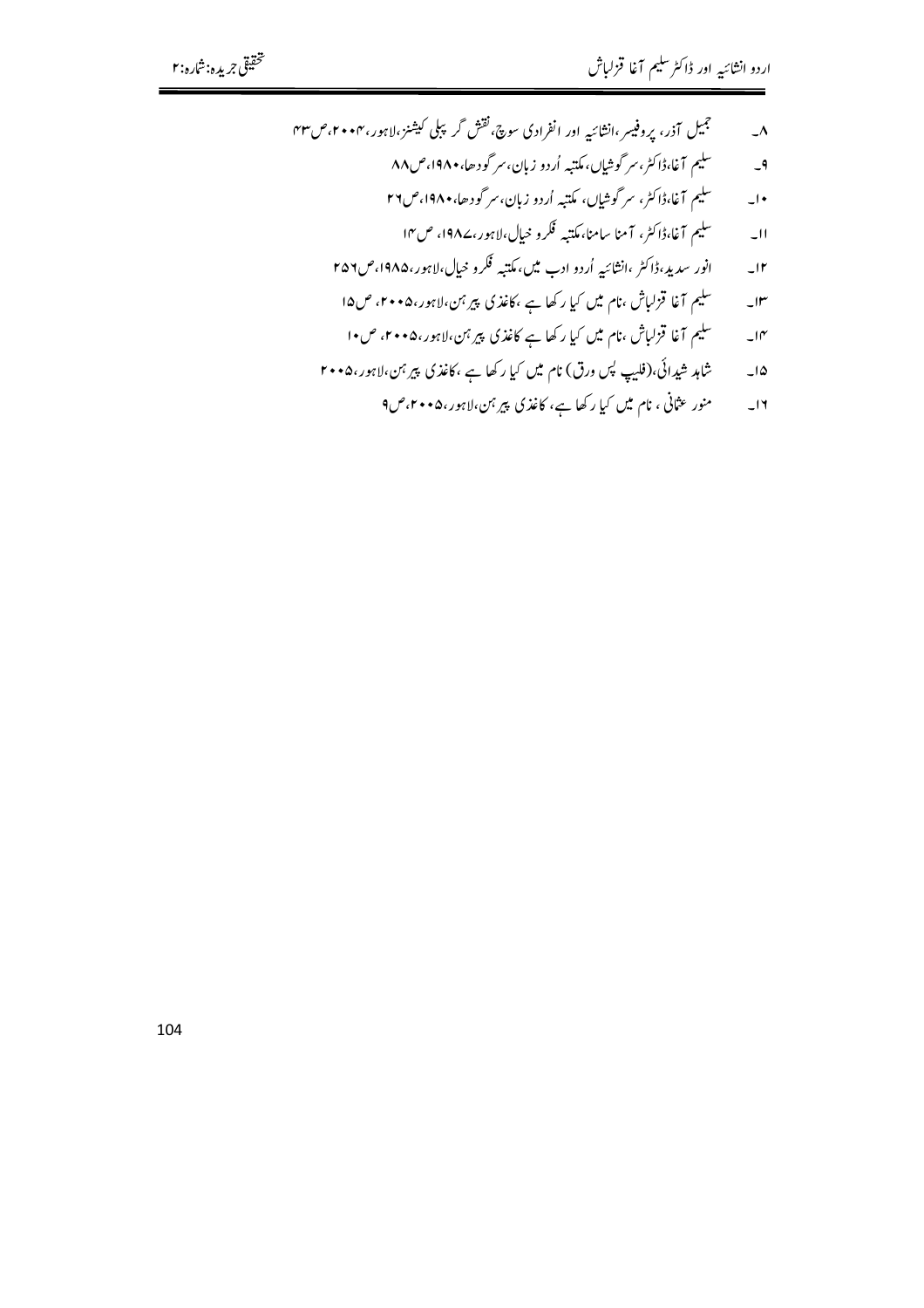۸۔ جمیل آذر، پروفیسر ،انشائیہ اور انفرادی سوچ، نقش گر پبلی کیشنز،لاہور،۲۰۰۴،ص۴۳

۹۔ سلیم آغا،ڈاکٹر، سر گوشیاں، مکتبہ اُردو زبان، سرگودھا،۱۹۸۰،ص۸۸

۱۰۔ سلیم آغا،ڈاکٹر، سر گوشیاں، مکتبہ اُردو زبان، سرگودھا،۱۹۸۰،ص۲۶

۱۱۔ سلیم آغا،ڈاکٹر، آمنا سامنا، مکتبہ فکرو خیال،لاہور،۱۹۸۷، ص۱۴

۱۲۔ انور سدید،ڈاکٹر ،انشائیہ اُردو ادب میں، مکتبہ فکرو خیال،لاہور،۱۹۸۵،ص۲۵۶

۱۳۔ سلیم آغا قزلباش ،نام میں کیا رکھا ہے ،کاغذی پیرہن،لاہور،۲۰۰۵، ص۱۵

۱۴۔ سلیم آغا قزلباش ،نام میں کیا رکھا ہے کاغذی پیرہن،لاہور،۲۰۰۵، ص۱۰

۱۵۔ شاہد شیدائی،(فلیپ پس ورق) نام میں کیا رکھا ہے ،کاغذی پیرہن،لاہور،۲۰۰۵

۱۶۔ منور عثمانی ، نام میں کیا رکھا ہے، کاغذی پیرہن،لاہور،۲۰۰۵،ص۹